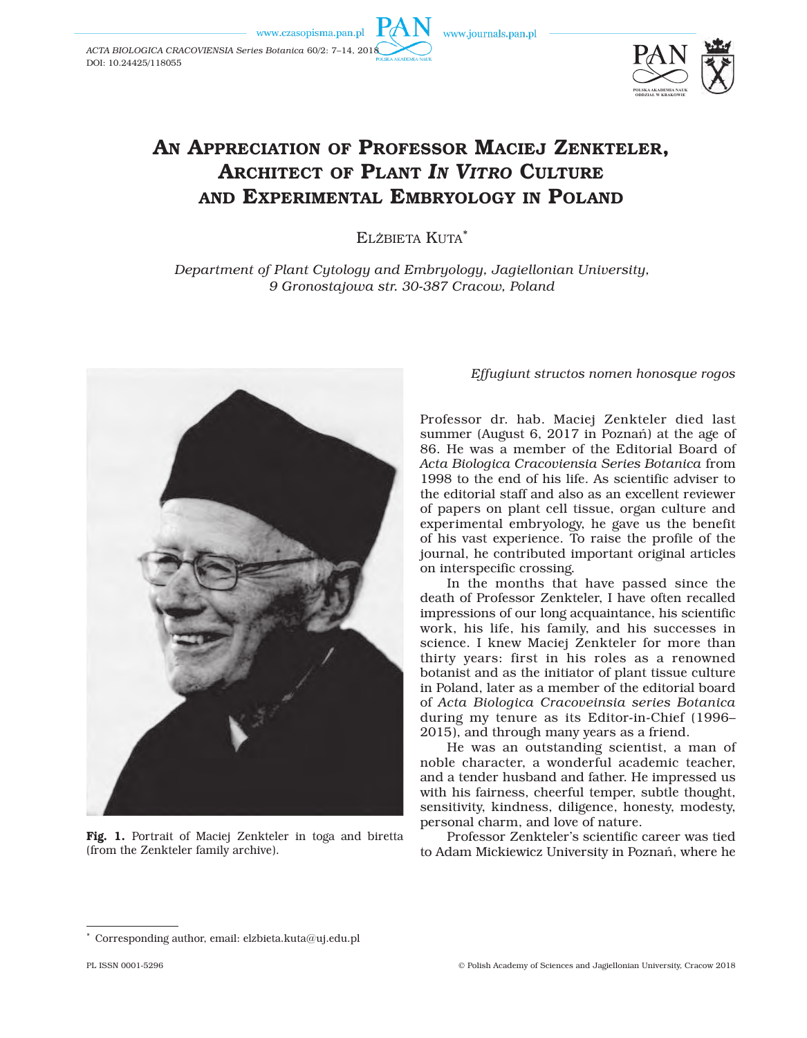# An Appreciation of Professor Maciej Zenkteler, Architect of Plant *In Vitro* Culture and Experimental Embryology in Poland

Elżbieta Kuta*

*Department of Plant Cytology and Embryology, Jagiellonian University, 9 Gronostajowa str. 30-387 Cracow, Poland*

**Fig. 1.** Portrait of Maciej Zenkteler in toga and biretta (from the Zenkteler family archive).

*Effugiunt structos nomen honosque rogos*

Professor dr. hab. Maciej Zenkteler died last summer (August 6, 2017 in Poznań) at the age of 86. He was a member of the Editorial Board of *Acta Biologica Cracoviensia Series Botanica* from 1998 to the end of his life. As scientific adviser to the editorial staff and also as an excellent reviewer of papers on plant cell tissue, organ culture and experimental embryology, he gave us the benefit of his vast experience. To raise the profile of the journal, he contributed important original articles on interspecific crossing.

In the months that have passed since the death of Professor Zenkteler, I have often recalled impressions of our long acquaintance, his scientific work, his life, his family, and his successes in science. I knew Maciej Zenkteler for more than thirty years: first in his roles as a renowned botanist and as the initiator of plant tissue culture in Poland, later as a member of the editorial board of *Acta Biologica Cracoveinsia series Botanica* during my tenure as its Editor-in-Chief (1996–2015), and through many years as a friend.

He was an outstanding scientist, a man of noble character, a wonderful academic teacher, and a tender husband and father. He impressed us with his fairness, cheerful temper, subtle thought, sensitivity, kindness, diligence, honesty, modesty, personal charm, and love of nature.

Professor Zenkteler's scientific career was tied to Adam Mickiewicz University in Poznań, where he

* Corresponding author, email: elzbieta.kuta@uj.edu.pl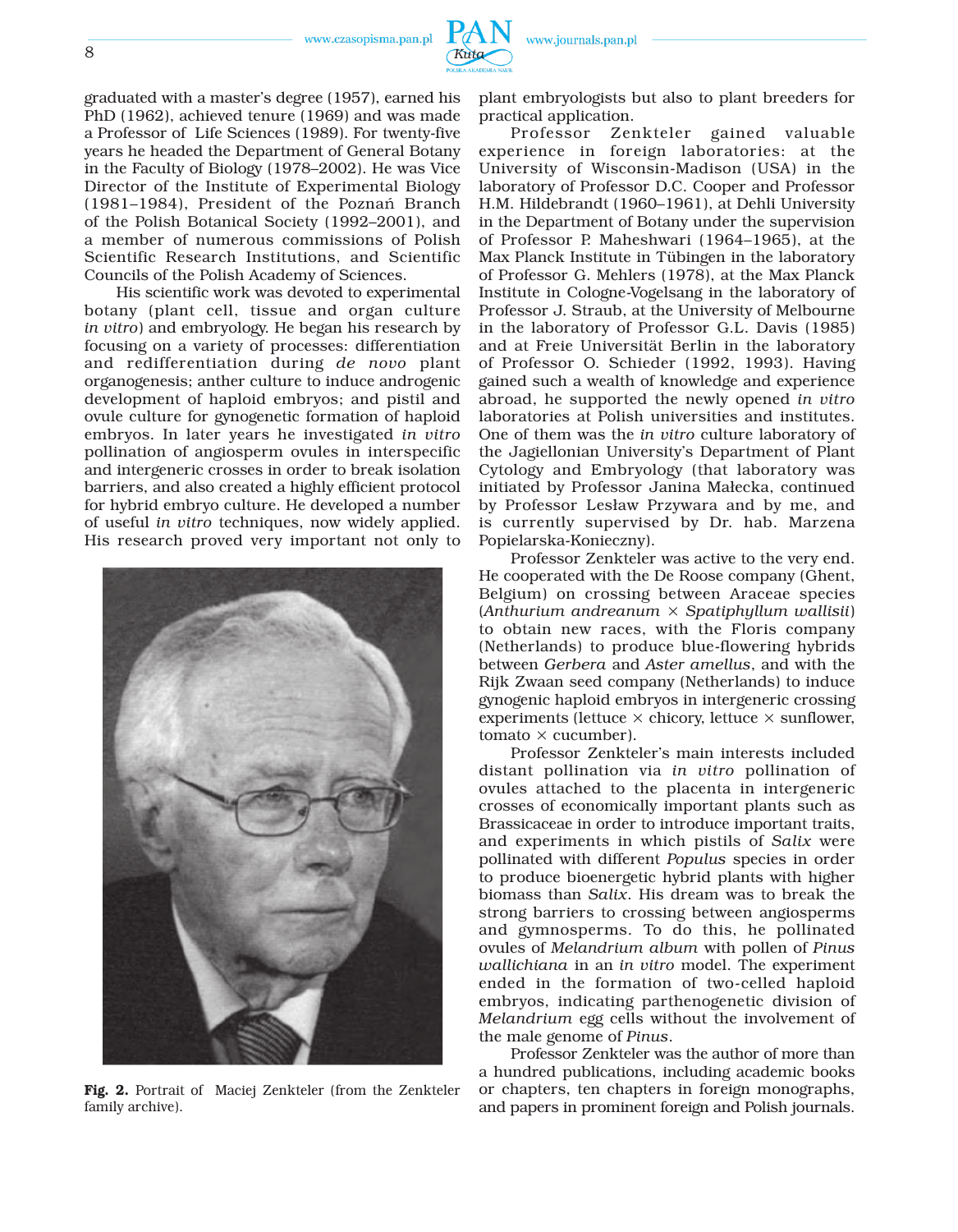graduated with a master's degree (1957), earned his PhD (1962), achieved tenure (1969) and was made a Professor of Life Sciences (1989). For twenty-five years he headed the Department of General Botany in the Faculty of Biology (1978–2002). He was Vice Director of the Institute of Experimental Biology (1981–1984), President of the Poznań Branch of the Polish Botanical Society (1992–2001), and a member of numerous commissions of Polish Scientific Research Institutions, and Scientific Councils of the Polish Academy of Sciences.

His scientific work was devoted to experimental botany (plant cell, tissue and organ culture *in vitro*) and embryology. He began his research by focusing on a variety of processes: differentiation and redifferentiation during *de novo* plant organogenesis; anther culture to induce androgenic development of haploid embryos; and pistil and ovule culture for gynogenetic formation of haploid embryos. In later years he investigated *in vitro* pollination of angiosperm ovules in interspecific and intergeneric crosses in order to break isolation barriers, and also created a highly efficient protocol for hybrid embryo culture. He developed a number of useful *in vitro* techniques, now widely applied. His research proved very important not only to plant embryologists but also to plant breeders for practical application.

**Fig. 2.** Portrait of Maciej Zenkteler (from the Zenkteler family archive).

Professor Zenkteler gained valuable experience in foreign laboratories: at the University of Wisconsin-Madison (USA) in the laboratory of Professor D.C. Cooper and Professor H.M. Hildebrandt (1960–1961), at Dehli University in the Department of Botany under the supervision of Professor P. Maheshwari (1964–1965), at the Max Planck Institute in Tübingen in the laboratory of Professor G. Mehlers (1978), at the Max Planck Institute in Cologne-Vogelsang in the laboratory of Professor J. Straub, at the University of Melbourne in the laboratory of Professor G.L. Davis (1985) and at Freie Universität Berlin in the laboratory of Professor O. Schieder (1992, 1993). Having gained such a wealth of knowledge and experience abroad, he supported the newly opened *in vitro* laboratories at Polish universities and institutes. One of them was the *in vitro* culture laboratory of the Jagiellonian University's Department of Plant Cytology and Embryology (that laboratory was initiated by Professor Janina Małecka, continued by Professor Lesław Przywara and by me, and is currently supervised by Dr. hab. Marzena Popielarska-Konieczny).

Professor Zenkteler was active to the very end. He cooperated with the De Roose company (Ghent, Belgium) on crossing between Araceae species (*Anthurium andreanum* × *Spatiphyllum wallisii*) to obtain new races, with the Floris company (Netherlands) to produce blue-flowering hybrids between *Gerbera* and *Aster amellus*, and with the Rijk Zwaan seed company (Netherlands) to induce gynogenic haploid embryos in intergeneric crossing experiments (lettuce × chicory, lettuce × sunflower, tomato × cucumber).

Professor Zenkteler's main interests included distant pollination via *in vitro* pollination of ovules attached to the placenta in intergeneric crosses of economically important plants such as Brassicaceae in order to introduce important traits, and experiments in which pistils of *Salix* were pollinated with different *Populus* species in order to produce bioenergetic hybrid plants with higher biomass than *Salix*. His dream was to break the strong barriers to crossing between angiosperms and gymnosperms. To do this, he pollinated ovules of *Melandrium album* with pollen of *Pinus wallichiana* in an *in vitro* model. The experiment ended in the formation of two-celled haploid embryos, indicating parthenogenetic division of *Melandrium* egg cells without the involvement of the male genome of *Pinus*.

Professor Zenkteler was the author of more than a hundred publications, including academic books or chapters, ten chapters in foreign monographs, and papers in prominent foreign and Polish journals.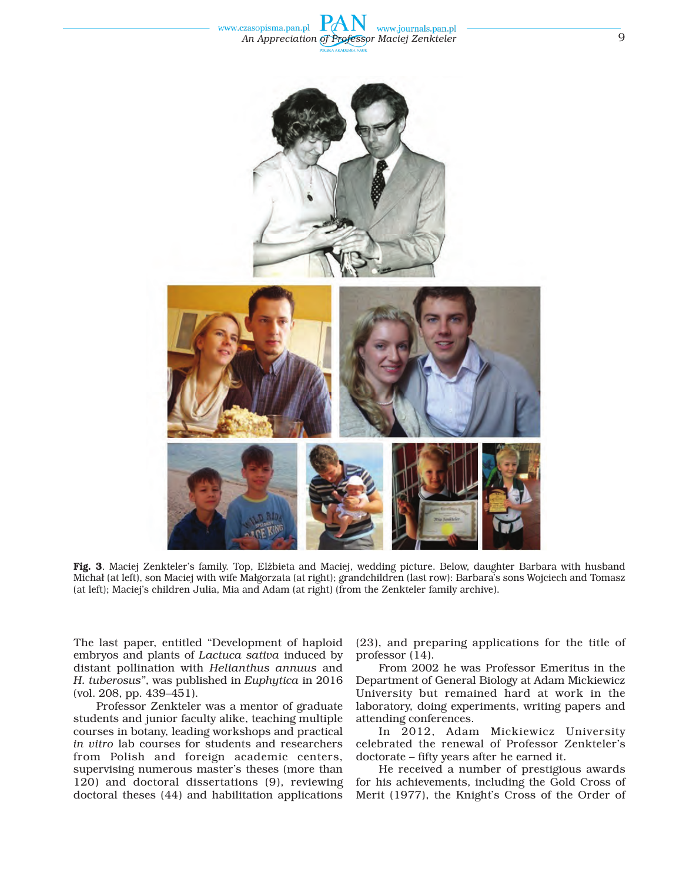**Fig. 3**. Maciej Zenkteler's family. Top, Elżbieta and Maciej, wedding picture. Below, daughter Barbara with husband Michał (at left), son Maciej with wife Małgorzata (at right); grandchildren (last row): Barbara's sons Wojciech and Tomasz (at left); Maciej's children Julia, Mia and Adam (at right) (from the Zenkteler family archive).

The last paper, entitled "Development of haploid embryos and plants of *Lactuca sativa* induced by distant pollination with *Helianthus annuus* and *H. tuberosus*", was published in *Euphytica* in 2016 (vol. 208, pp. 439–451).

Professor Zenkteler was a mentor of graduate students and junior faculty alike, teaching multiple courses in botany, leading workshops and practical *in vitro* lab courses for students and researchers from Polish and foreign academic centers, supervising numerous master's theses (more than 120) and doctoral dissertations (9), reviewing doctoral theses (44) and habilitation applications (23), and preparing applications for the title of professor (14).

From 2002 he was Professor Emeritus in the Department of General Biology at Adam Mickiewicz University but remained hard at work in the laboratory, doing experiments, writing papers and attending conferences.

In 2012, Adam Mickiewicz University celebrated the renewal of Professor Zenkteler's doctorate – fifty years after he earned it.

He received a number of prestigious awards for his achievements, including the Gold Cross of Merit (1977), the Knight's Cross of the Order of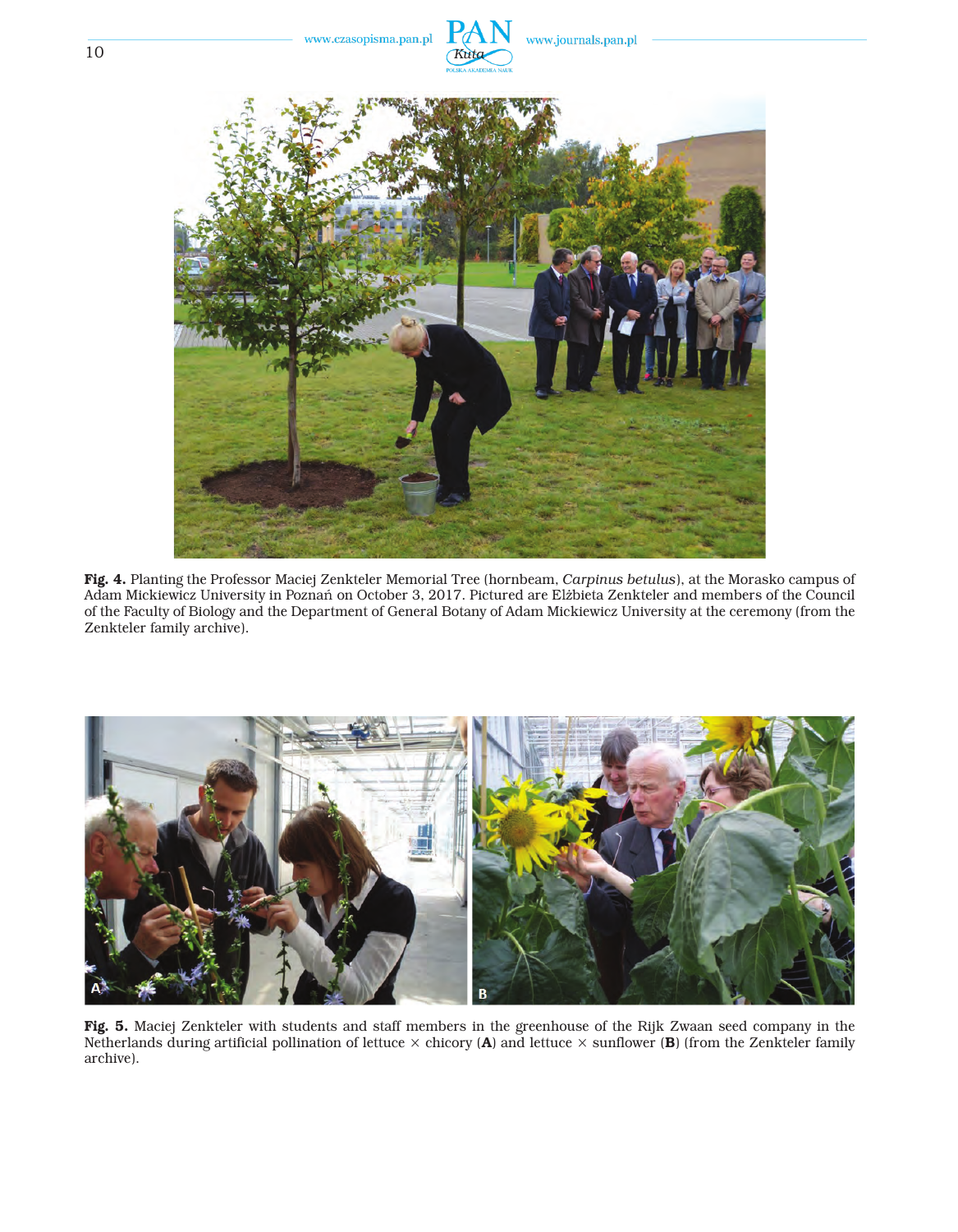**Fig. 4.** Planting the Professor Maciej Zenkteler Memorial Tree (hornbeam, *Carpinus betulus*), at the Morasko campus of Adam Mickiewicz University in Poznań on October 3, 2017. Pictured are Elżbieta Zenkteler and members of the Council of the Faculty of Biology and the Department of General Botany of Adam Mickiewicz University at the ceremony (from the Zenkteler family archive).

**Fig. 5.** Maciej Zenkteler with students and staff members in the greenhouse of the Rijk Zwaan seed company in the Netherlands during artificial pollination of lettuce × chicory (**A**) and lettuce × sunflower (**B**) (from the Zenkteler family archive).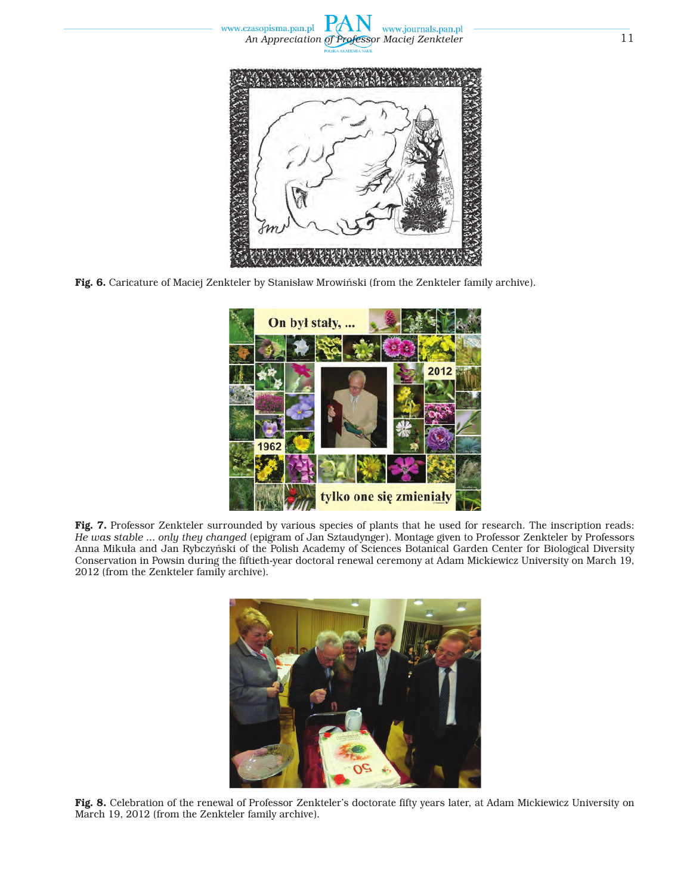**Fig. 6.** Caricature of Maciej Zenkteler by Stanisław Mrowiński (from the Zenkteler family archive).

**Fig. 7.** Professor Zenkteler surrounded by various species of plants that he used for research. The inscription reads: *He was stable ... only they changed* (epigram of Jan Sztaudynger). Montage given to Professor Zenkteler by Professors Anna Mikuła and Jan Rybczyński of the Polish Academy of Sciences Botanical Garden Center for Biological Diversity Conservation in Powsin during the fiftieth-year doctoral renewal ceremony at Adam Mickiewicz University on March 19, 2012 (from the Zenkteler family archive).

**Fig. 8.** Celebration of the renewal of Professor Zenkteler's doctorate fifty years later, at Adam Mickiewicz University on March 19, 2012 (from the Zenkteler family archive).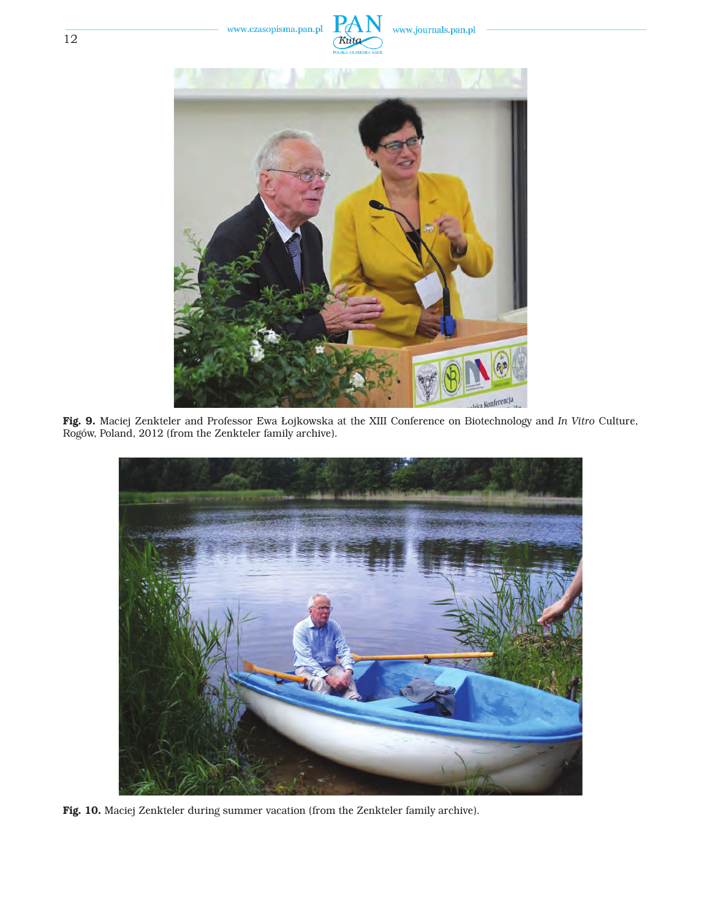**Fig. 9.** Maciej Zenkteler and Professor Ewa Łojkowska at the XIII Conference on Biotechnology and *In Vitro* Culture, Rogów, Poland, 2012 (from the Zenkteler family archive).

**Fig. 10.** Maciej Zenkteler during summer vacation (from the Zenkteler family archive).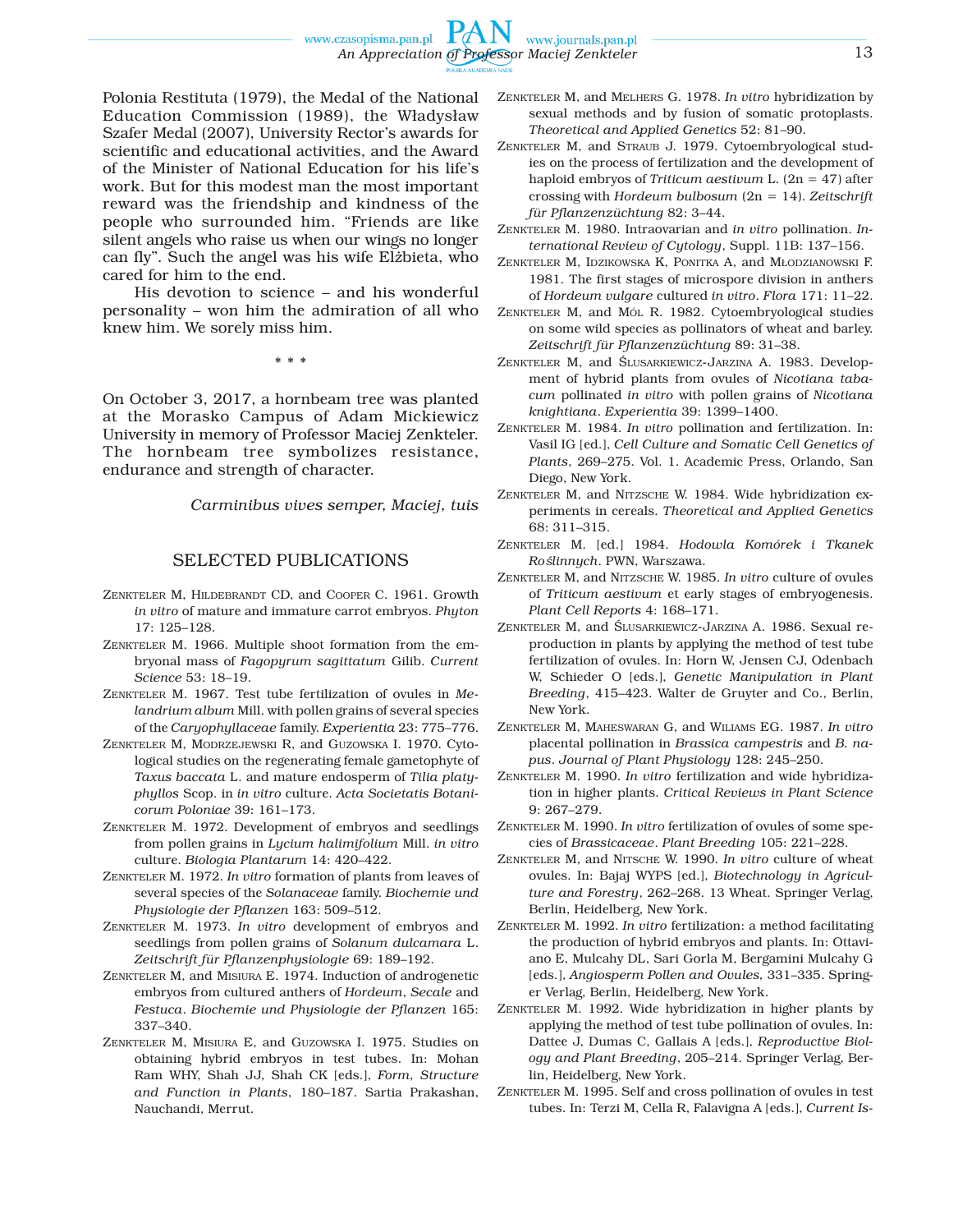Polonia Restituta (1979), the Medal of the National Education Commission (1989), the Władysław Szafer Medal (2007), University Rector's awards for scientific and educational activities, and the Award of the Minister of National Education for his life's work. But for this modest man the most important reward was the friendship and kindness of the people who surrounded him. "Friends are like silent angels who raise us when our wings no longer can fly". Such the angel was his wife Elżbieta, who cared for him to the end.

His devotion to science – and his wonderful personality – won him the admiration of all who knew him. We sorely miss him.

\* \* \*

On October 3, 2017, a hornbeam tree was planted at the Morasko Campus of Adam Mickiewicz University in memory of Professor Maciej Zenkteler. The hornbeam tree symbolizes resistance, endurance and strength of character.

*Carminibus vives semper, Maciej, tuis*

## SELECTED PUBLICATIONS

Zenkteler M, Hildebrandt CD, and Cooper C. 1961. Growth *in vitro* of mature and immature carrot embryos. *Phyton* 17: 125–128.

Zenkteler M. 1966. Multiple shoot formation from the embryonal mass of *Fagopyrum sagittatum* Gilib. *Current Science* 53: 18–19.

Zenkteler M. 1967. Test tube fertilization of ovules in *Melandrium album* Mill. with pollen grains of several species of the *Caryophyllaceae* family. *Experientia* 23: 775–776.

Zenkteler M, Modrzejewski R, and Guzowska I. 1970. Cytological studies on the regenerating female gametophyte of *Taxus baccata* L. and mature endosperm of *Tilia platyphyllos* Scop. in *in vitro* culture. *Acta Societatis Botanicorum Poloniae* 39: 161–173.

Zenkteler M. 1972. Development of embryos and seedlings from pollen grains in *Lycium halimifolium* Mill. *in vitro* culture. *Biologia Plantarum* 14: 420–422.

Zenkteler M. 1972. *In vitro* formation of plants from leaves of several species of the *Solanaceae* family. *Biochemie und Physiologie der Pflanzen* 163: 509–512.

Zenkteler M. 1973. *In vitro* development of embryos and seedlings from pollen grains of *Solanum dulcamara* L. *Zeitschrift für Pflanzenphysiologie* 69: 189–192.

Zenkteler M, and Misiura E. 1974. Induction of androgenetic embryos from cultured anthers of *Hordeum*, *Secale* and *Festuca*. *Biochemie und Physiologie der Pflanzen* 165: 337–340.

Zenkteler M, Misiura E, and Guzowska I. 1975. Studies on obtaining hybrid embryos in test tubes. In: Mohan Ram WHY, Shah JJ, Shah CK [eds.], *Form, Structure and Function in Plants*, 180–187. Sartia Prakashan, Nauchandi, Merrut.

Zenkteler M, and Melhers G. 1978. *In vitro* hybridization by sexual methods and by fusion of somatic protoplasts. *Theoretical and Applied Genetics* 52: 81–90.

Zenkteler M, and Straub J. 1979. Cytoembryological studies on the process of fertilization and the development of haploid embryos of *Triticum aestivum* L. (2n = 47) after crossing with *Hordeum bulbosum* (2n = 14). *Zeitschrift für Pflanzenzüchtung* 82: 3–44.

Zenkteler M. 1980. Intraovarian and *in vitro* pollination. *International Review of Cytology*, Suppl. 11B: 137–156.

Zenkteler M, Idzikowska K, Ponitka A, and Młodzianowski F. 1981. The first stages of microspore division in anthers of *Hordeum vulgare* cultured *in vitro*. *Flora* 171: 11–22.

Zenkteler M, and Mól R. 1982. Cytoembryological studies on some wild species as pollinators of wheat and barley. *Zeitschrift für Pflanzenzüchtung* 89: 31–38.

Zenkteler M, and Ślusarkiewicz-Jarzina A. 1983. Development of hybrid plants from ovules of *Nicotiana tabacum* pollinated *in vitro* with pollen grains of *Nicotiana knightiana*. *Experientia* 39: 1399–1400.

Zenkteler M. 1984. *In vitro* pollination and fertilization. In: Vasil IG [ed.], *Cell Culture and Somatic Cell Genetics of Plants*, 269–275. Vol. 1. Academic Press, Orlando, San Diego, New York.

Zenkteler M, and Nitzsche W. 1984. Wide hybridization experiments in cereals. *Theoretical and Applied Genetics* 68: 311–315.

Zenkteler M. [ed.] 1984. *Hodowla Komórek i Tkanek Roślinnych*. PWN, Warszawa.

Zenkteler M, and Nitzsche W. 1985. *In vitro* culture of ovules of *Triticum aestivum* et early stages of embryogenesis. *Plant Cell Reports* 4: 168–171.

Zenkteler M, and Ślusarkiewicz-Jarzina A. 1986. Sexual reproduction in plants by applying the method of test tube fertilization of ovules. In: Horn W, Jensen CJ, Odenbach W, Schieder O [eds.], *Genetic Manipulation in Plant Breeding*, 415–423. Walter de Gruyter and Co., Berlin, New York.

Zenkteler M, Maheswaran G, and Wiliams EG. 1987. *In vitro* placental pollination in *Brassica campestris* and *B. napus*. *Journal of Plant Physiology* 128: 245–250.

Zenkteler M. 1990. *In vitro* fertilization and wide hybridization in higher plants. *Critical Reviews in Plant Science* 9: 267–279.

Zenkteler M. 1990. *In vitro* fertilization of ovules of some species of *Brassicaceae*. *Plant Breeding* 105: 221–228.

Zenkteler M, and Nitsche W. 1990. *In vitro* culture of wheat ovules. In: Bajaj WYPS [ed.], *Biotechnology in Agriculture and Forestry*, 262–268. 13 Wheat. Springer Verlag, Berlin, Heidelberg, New York.

Zenkteler M. 1992. *In vitro* fertilization: a method facilitating the production of hybrid embryos and plants. In: Ottaviano E, Mulcahy DL, Sari Gorla M, Bergamini Mulcahy G [eds.], *Angiosperm Pollen and Ovules*, 331–335. Springer Verlag, Berlin, Heidelberg, New York.

Zenkteler M. 1992. Wide hybridization in higher plants by applying the method of test tube pollination of ovules. In: Dattee J, Dumas C, Gallais A [eds.], *Reproductive Biology and Plant Breeding*, 205–214. Springer Verlag, Berlin, Heidelberg, New York.

Zenkteler M. 1995. Self and cross pollination of ovules in test tubes. In: Terzi M, Cella R, Falavigna A [eds.], *Current Is-*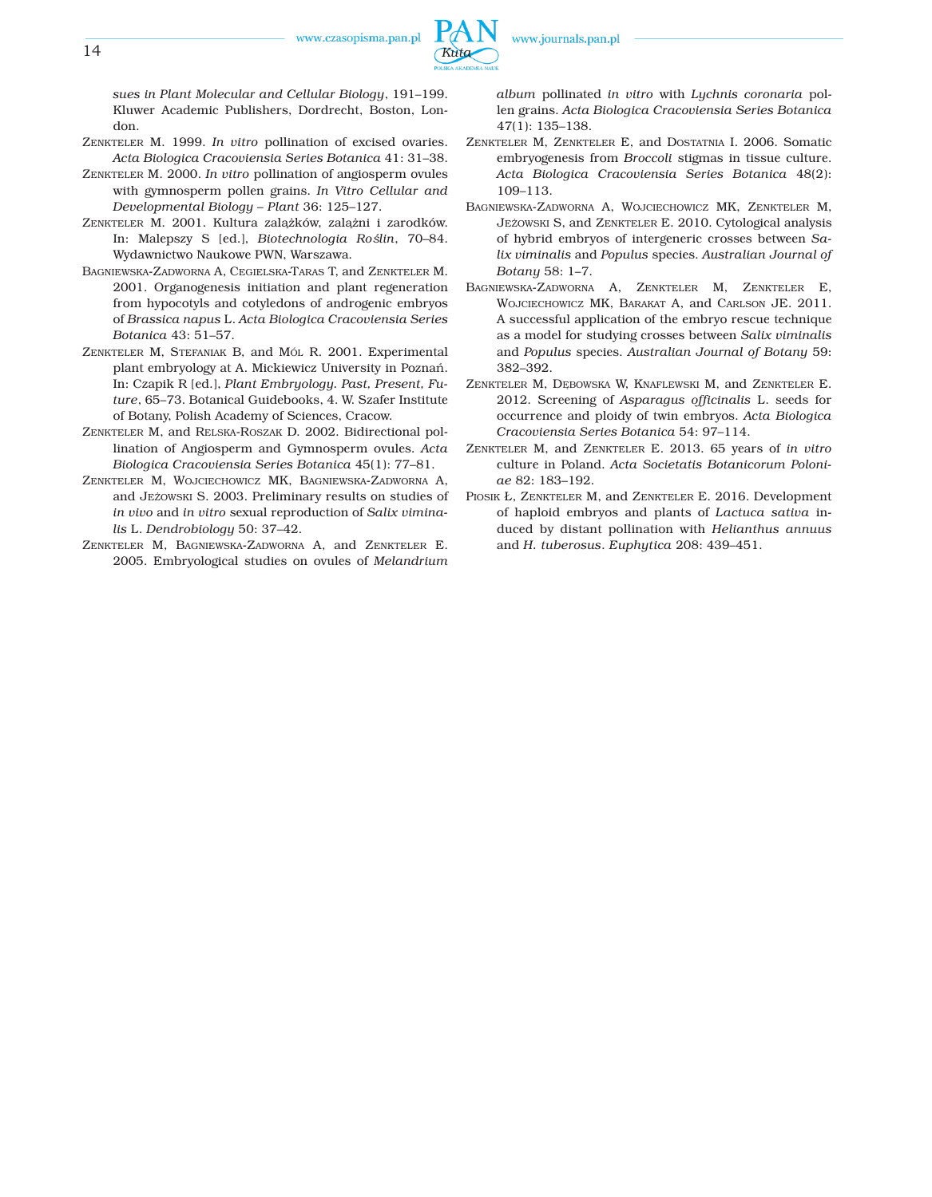*sues in Plant Molecular and Cellular Biology*, 191–199. Kluwer Academic Publishers, Dordrecht, Boston, London.

ZENKTELER M. 1999. *In vitro* pollination of excised ovaries. *Acta Biologica Cracoviensia Series Botanica* 41: 31–38.

ZENKTELER M. 2000. *In vitro* pollination of angiosperm ovules with gymnosperm pollen grains. *In Vitro Cellular and Developmental Biology – Plant* 36: 125–127.

ZENKTELER M. 2001. Kultura zalążków, zalążni i zarodków. In: Malepszy S [ed.], *Biotechnologia Roślin*, 70–84. Wydawnictwo Naukowe PWN, Warszawa.

BAGNIEWSKA-ZADWORNA A, CEGIELSKA-TARAS T, and ZENKTELER M. 2001. Organogenesis initiation and plant regeneration from hypocotyls and cotyledons of androgenic embryos of *Brassica napus* L. *Acta Biologica Cracoviensia Series Botanica* 43: 51–57.

ZENKTELER M, STEFANIAK B, and MÓL R. 2001. Experimental plant embryology at A. Mickiewicz University in Poznań. In: Czapik R [ed.], *Plant Embryology. Past, Present, Future*, 65–73. Botanical Guidebooks, 4. W. Szafer Institute of Botany, Polish Academy of Sciences, Cracow.

ZENKTELER M, and RELSKA-ROSZAK D. 2002. Bidirectional pollination of Angiosperm and Gymnosperm ovules. *Acta Biologica Cracoviensia Series Botanica* 45(1): 77–81.

ZENKTELER M, WOJCIECHOWICZ MK, BAGNIEWSKA-ZADWORNA A, and JEŻOWSKI S. 2003. Preliminary results on studies of *in vivo* and *in vitro* sexual reproduction of *Salix viminalis* L. *Dendrobiology* 50: 37–42.

ZENKTELER M, BAGNIEWSKA-ZADWORNA A, and ZENKTELER E. 2005. Embryological studies on ovules of *Melandrium album* pollinated *in vitro* with *Lychnis coronaria* pollen grains. *Acta Biologica Cracoviensia Series Botanica* 47(1): 135–138.

ZENKTELER M, ZENKTELER E, and DOSTATNIA I. 2006. Somatic embryogenesis from *Broccoli* stigmas in tissue culture. *Acta Biologica Cracoviensia Series Botanica* 48(2): 109–113.

BAGNIEWSKA-ZADWORNA A, WOJCIECHOWICZ MK, ZENKTELER M, JEŻOWSKI S, and ZENKTELER E. 2010. Cytological analysis of hybrid embryos of intergeneric crosses between *Salix viminalis* and *Populus* species. *Australian Journal of Botany* 58: 1–7.

BAGNIEWSKA-ZADWORNA A, ZENKTELER M, ZENKTELER E, WOJCIECHOWICZ MK, BARAKAT A, and CARLSON JE. 2011. A successful application of the embryo rescue technique as a model for studying crosses between *Salix viminalis* and *Populus* species. *Australian Journal of Botany* 59: 382–392.

ZENKTELER M, DĘBOWSKA W, KNAFLEWSKI M, and ZENKTELER E. 2012. Screening of *Asparagus officinalis* L. seeds for occurrence and ploidy of twin embryos. *Acta Biologica Cracoviensia Series Botanica* 54: 97–114.

ZENKTELER M, and ZENKTELER E. 2013. 65 years of *in vitro* culture in Poland. *Acta Societatis Botanicorum Poloniae* 82: 183–192.

PIOSIK Ł, ZENKTELER M, and ZENKTELER E. 2016. Development of haploid embryos and plants of *Lactuca sativa* induced by distant pollination with *Helianthus annuus* and *H. tuberosus*. *Euphytica* 208: 439–451.